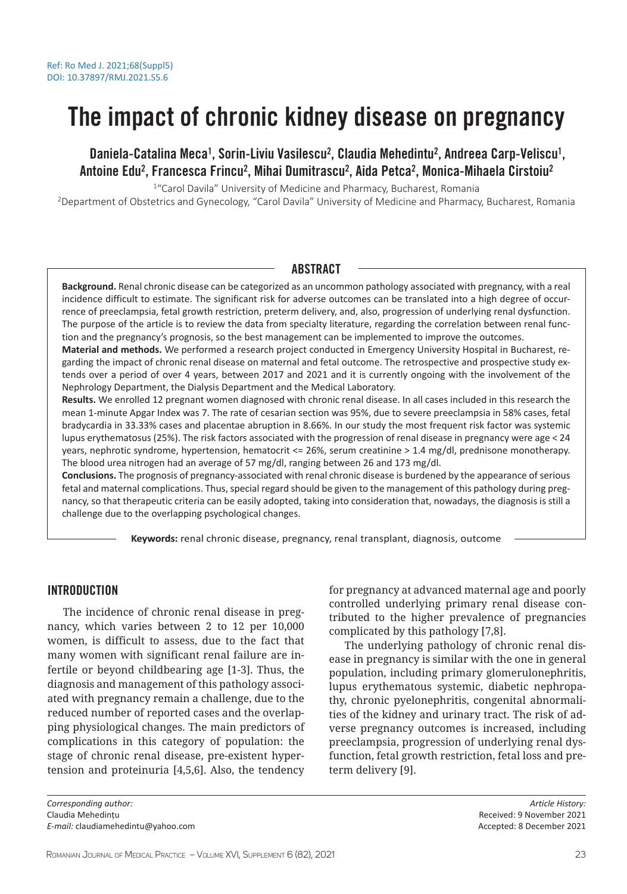Ref: Ro Med J. 2021;68(Suppl5)
DOI: 10.37897/RMJ.2021.S5.6

# The impact of chronic kidney disease on pregnancy

**Daniela-Catalina Meca[1], Sorin-Liviu Vasilescu[2], Claudia Mehedintu[2], Andreea Carp-Veliscu[1], Antoine Edu[2], Francesca Frincu[2], Mihai Dumitrascu[2], Aida Petca[2], Monica-Mihaela Cirstoiu[2]**

[1]"Carol Davila" University of Medicine and Pharmacy, Bucharest, Romania
[2]Department of Obstetrics and Gynecology, "Carol Davila" University of Medicine and Pharmacy, Bucharest, Romania

## ABSTRACT

**Background.** Renal chronic disease can be categorized as an uncommon pathology associated with pregnancy, with a real incidence difficult to estimate. The significant risk for adverse outcomes can be translated into a high degree of occurrence of preeclampsia, fetal growth restriction, preterm delivery, and, also, progression of underlying renal dysfunction. The purpose of the article is to review the data from specialty literature, regarding the correlation between renal function and the pregnancy's prognosis, so the best management can be implemented to improve the outcomes.

**Material and methods.** We performed a research project conducted in Emergency University Hospital in Bucharest, regarding the impact of chronic renal disease on maternal and fetal outcome. The retrospective and prospective study extends over a period of over 4 years, between 2017 and 2021 and it is currently ongoing with the involvement of the Nephrology Department, the Dialysis Department and the Medical Laboratory.

**Results.** We enrolled 12 pregnant women diagnosed with chronic renal disease. In all cases included in this research the mean 1-minute Apgar Index was 7. The rate of cesarian section was 95%, due to severe preeclampsia in 58% cases, fetal bradycardia in 33.33% cases and placentae abruption in 8.66%. In our study the most frequent risk factor was systemic lupus erythematosus (25%). The risk factors associated with the progression of renal disease in pregnancy were age < 24 years, nephrotic syndrome, hypertension, hematocrit <= 26%, serum creatinine > 1.4 mg/dl, prednisone monotherapy. The blood urea nitrogen had an average of 57 mg/dl, ranging between 26 and 173 mg/dl.

**Conclusions.** The prognosis of pregnancy-associated with renal chronic disease is burdened by the appearance of serious fetal and maternal complications. Thus, special regard should be given to the management of this pathology during pregnancy, so that therapeutic criteria can be easily adopted, taking into consideration that, nowadays, the diagnosis is still a challenge due to the overlapping psychological changes.

**Keywords:** renal chronic disease, pregnancy, renal transplant, diagnosis, outcome

## INTRODUCTION

The incidence of chronic renal disease in pregnancy, which varies between 2 to 12 per 10,000 women, is difficult to assess, due to the fact that many women with significant renal failure are infertile or beyond childbearing age [1-3]. Thus, the diagnosis and management of this pathology associated with pregnancy remain a challenge, due to the reduced number of reported cases and the overlapping physiological changes. The main predictors of complications in this category of population: the stage of chronic renal disease, pre-existent hypertension and proteinuria [4,5,6]. Also, the tendency for pregnancy at advanced maternal age and poorly controlled underlying primary renal disease contributed to the higher prevalence of pregnancies complicated by this pathology [7,8].

The underlying pathology of chronic renal disease in pregnancy is similar with the one in general population, including primary glomerulonephritis, lupus erythematous systemic, diabetic nephropathy, chronic pyelonephritis, congenital abnormalities of the kidney and urinary tract. The risk of adverse pregnancy outcomes is increased, including preeclampsia, progression of underlying renal dysfunction, fetal growth restriction, fetal loss and preterm delivery [9].

*Corresponding author:*
Claudia Mehedințu
*E-mail:* claudiamehedintu@yahoo.com

*Article History:*
Received: 9 November 2021
Accepted: 8 December 2021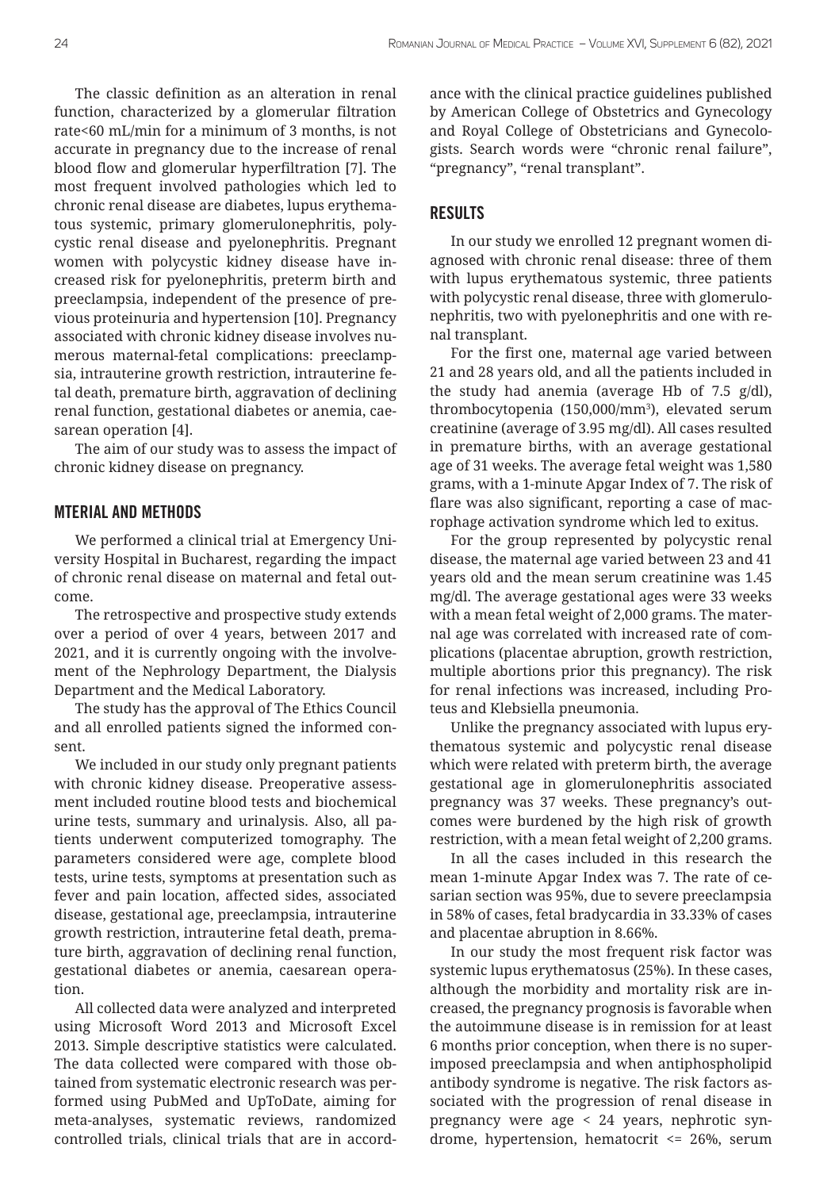The classic definition as an alteration in renal function, characterized by a glomerular filtration rate<60 mL/min for a minimum of 3 months, is not accurate in pregnancy due to the increase of renal blood flow and glomerular hyperfiltration [7]. The most frequent involved pathologies which led to chronic renal disease are diabetes, lupus erythematous systemic, primary glomerulonephritis, polycystic renal disease and pyelonephritis. Pregnant women with polycystic kidney disease have increased risk for pyelonephritis, preterm birth and preeclampsia, independent of the presence of previous proteinuria and hypertension [10]. Pregnancy associated with chronic kidney disease involves numerous maternal-fetal complications: preeclampsia, intrauterine growth restriction, intrauterine fetal death, premature birth, aggravation of declining renal function, gestational diabetes or anemia, caesarean operation [4].

The aim of our study was to assess the impact of chronic kidney disease on pregnancy.

## MTERIAL AND METHODS

We performed a clinical trial at Emergency University Hospital in Bucharest, regarding the impact of chronic renal disease on maternal and fetal outcome.

The retrospective and prospective study extends over a period of over 4 years, between 2017 and 2021, and it is currently ongoing with the involvement of the Nephrology Department, the Dialysis Department and the Medical Laboratory.

The study has the approval of The Ethics Council and all enrolled patients signed the informed consent.

We included in our study only pregnant patients with chronic kidney disease. Preoperative assessment included routine blood tests and biochemical urine tests, summary and urinalysis. Also, all patients underwent computerized tomography. The parameters considered were age, complete blood tests, urine tests, symptoms at presentation such as fever and pain location, affected sides, associated disease, gestational age, preeclampsia, intrauterine growth restriction, intrauterine fetal death, premature birth, aggravation of declining renal function, gestational diabetes or anemia, caesarean operation.

All collected data were analyzed and interpreted using Microsoft Word 2013 and Microsoft Excel 2013. Simple descriptive statistics were calculated. The data collected were compared with those obtained from systematic electronic research was performed using PubMed and UpToDate, aiming for meta-analyses, systematic reviews, randomized controlled trials, clinical trials that are in accordance with the clinical practice guidelines published by American College of Obstetrics and Gynecology and Royal College of Obstetricians and Gynecologists. Search words were "chronic renal failure", "pregnancy", "renal transplant".

## RESULTS

In our study we enrolled 12 pregnant women diagnosed with chronic renal disease: three of them with lupus erythematous systemic, three patients with polycystic renal disease, three with glomerulonephritis, two with pyelonephritis and one with renal transplant.

For the first one, maternal age varied between 21 and 28 years old, and all the patients included in the study had anemia (average Hb of 7.5 g/dl), thrombocytopenia (150,000/mm$^3$), elevated serum creatinine (average of 3.95 mg/dl). All cases resulted in premature births, with an average gestational age of 31 weeks. The average fetal weight was 1,580 grams, with a 1-minute Apgar Index of 7. The risk of flare was also significant, reporting a case of macrophage activation syndrome which led to exitus.

For the group represented by polycystic renal disease, the maternal age varied between 23 and 41 years old and the mean serum creatinine was 1.45 mg/dl. The average gestational ages were 33 weeks with a mean fetal weight of 2,000 grams. The maternal age was correlated with increased rate of complications (placentae abruption, growth restriction, multiple abortions prior this pregnancy). The risk for renal infections was increased, including Proteus and Klebsiella pneumonia.

Unlike the pregnancy associated with lupus erythematous systemic and polycystic renal disease which were related with preterm birth, the average gestational age in glomerulonephritis associated pregnancy was 37 weeks. These pregnancy's outcomes were burdened by the high risk of growth restriction, with a mean fetal weight of 2,200 grams.

In all the cases included in this research the mean 1-minute Apgar Index was 7. The rate of cesarian section was 95%, due to severe preeclampsia in 58% of cases, fetal bradycardia in 33.33% of cases and placentae abruption in 8.66%.

In our study the most frequent risk factor was systemic lupus erythematosus (25%). In these cases, although the morbidity and mortality risk are increased, the pregnancy prognosis is favorable when the autoimmune disease is in remission for at least 6 months prior conception, when there is no superimposed preeclampsia and when antiphospholipid antibody syndrome is negative. The risk factors associated with the progression of renal disease in pregnancy were age < 24 years, nephrotic syndrome, hypertension, hematocrit <= 26%, serum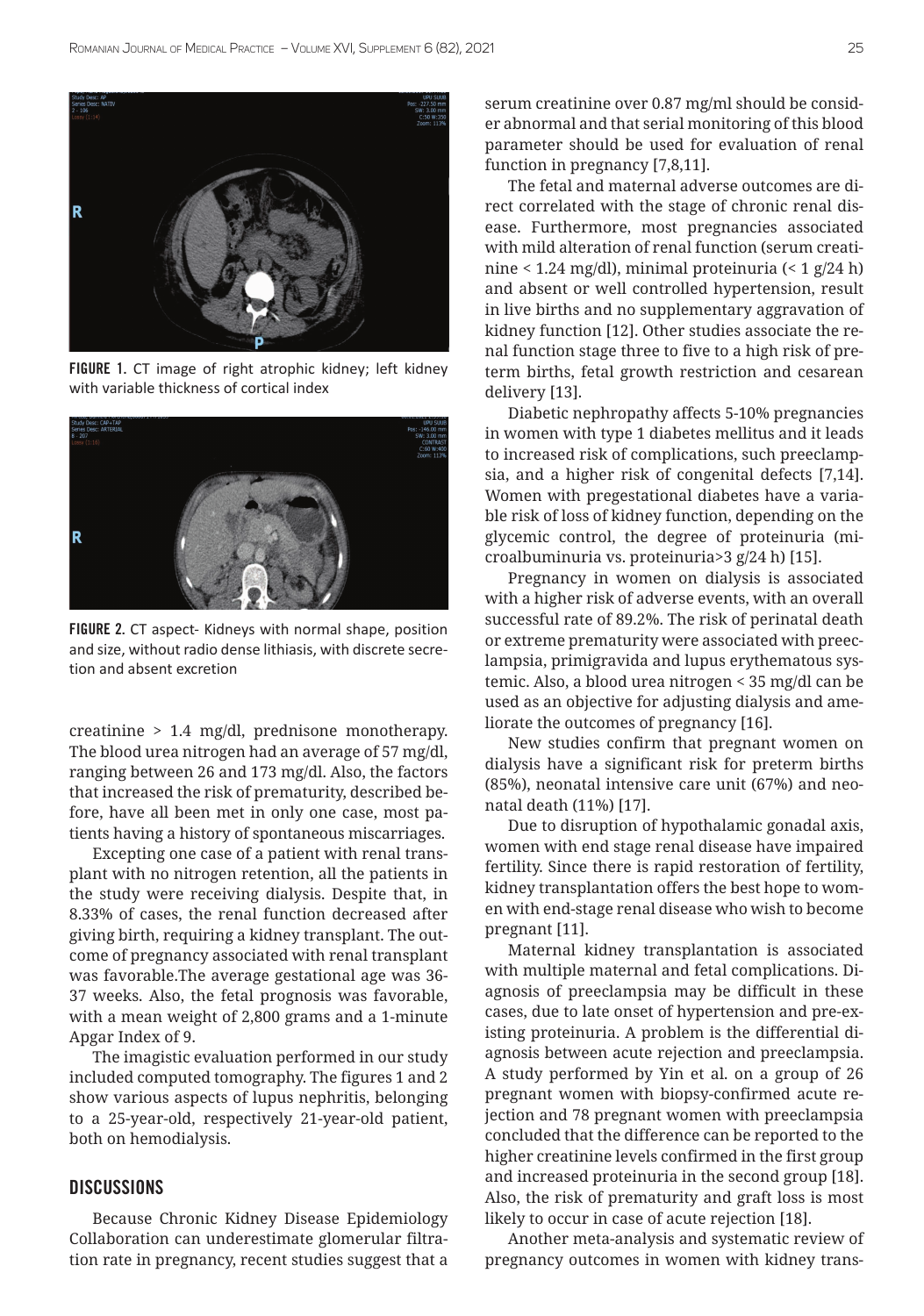FIGURE 1. CT image of right atrophic kidney; left kidney with variable thickness of cortical index

FIGURE 2. CT aspect- Kidneys with normal shape, position and size, without radio dense lithiasis, with discrete secretion and absent excretion

creatinine > 1.4 mg/dl, prednisone monotherapy. The blood urea nitrogen had an average of 57 mg/dl, ranging between 26 and 173 mg/dl. Also, the factors that increased the risk of prematurity, described before, have all been met in only one case, most patients having a history of spontaneous miscarriages.

Excepting one case of a patient with renal transplant with no nitrogen retention, all the patients in the study were receiving dialysis. Despite that, in 8.33% of cases, the renal function decreased after giving birth, requiring a kidney transplant. The outcome of pregnancy associated with renal transplant was favorable.The average gestational age was 36-37 weeks. Also, the fetal prognosis was favorable, with a mean weight of 2,800 grams and a 1-minute Apgar Index of 9.

The imagistic evaluation performed in our study included computed tomography. The figures 1 and 2 show various aspects of lupus nephritis, belonging to a 25-year-old, respectively 21-year-old patient, both on hemodialysis.

## DISCUSSIONS

Because Chronic Kidney Disease Epidemiology Collaboration can underestimate glomerular filtration rate in pregnancy, recent studies suggest that a serum creatinine over 0.87 mg/ml should be consider abnormal and that serial monitoring of this blood parameter should be used for evaluation of renal function in pregnancy [7,8,11].

The fetal and maternal adverse outcomes are direct correlated with the stage of chronic renal disease. Furthermore, most pregnancies associated with mild alteration of renal function (serum creatinine < 1.24 mg/dl), minimal proteinuria (< 1 g/24 h) and absent or well controlled hypertension, result in live births and no supplementary aggravation of kidney function [12]. Other studies associate the renal function stage three to five to a high risk of preterm births, fetal growth restriction and cesarean delivery [13].

Diabetic nephropathy affects 5-10% pregnancies in women with type 1 diabetes mellitus and it leads to increased risk of complications, such preeclampsia, and a higher risk of congenital defects [7,14]. Women with pregestational diabetes have a variable risk of loss of kidney function, depending on the glycemic control, the degree of proteinuria (microalbuminuria vs. proteinuria>3 g/24 h) [15].

Pregnancy in women on dialysis is associated with a higher risk of adverse events, with an overall successful rate of 89.2%. The risk of perinatal death or extreme prematurity were associated with preeclampsia, primigravida and lupus erythematous systemic. Also, a blood urea nitrogen < 35 mg/dl can be used as an objective for adjusting dialysis and ameliorate the outcomes of pregnancy [16].

New studies confirm that pregnant women on dialysis have a significant risk for preterm births (85%), neonatal intensive care unit (67%) and neonatal death (11%) [17].

Due to disruption of hypothalamic gonadal axis, women with end stage renal disease have impaired fertility. Since there is rapid restoration of fertility, kidney transplantation offers the best hope to women with end-stage renal disease who wish to become pregnant [11].

Maternal kidney transplantation is associated with multiple maternal and fetal complications. Diagnosis of preeclampsia may be difficult in these cases, due to late onset of hypertension and pre-existing proteinuria. A problem is the differential diagnosis between acute rejection and preeclampsia. A study performed by Yin et al. on a group of 26 pregnant women with biopsy-confirmed acute rejection and 78 pregnant women with preeclampsia concluded that the difference can be reported to the higher creatinine levels confirmed in the first group and increased proteinuria in the second group [18]. Also, the risk of prematurity and graft loss is most likely to occur in case of acute rejection [18].

Another meta-analysis and systematic review of pregnancy outcomes in women with kidney trans-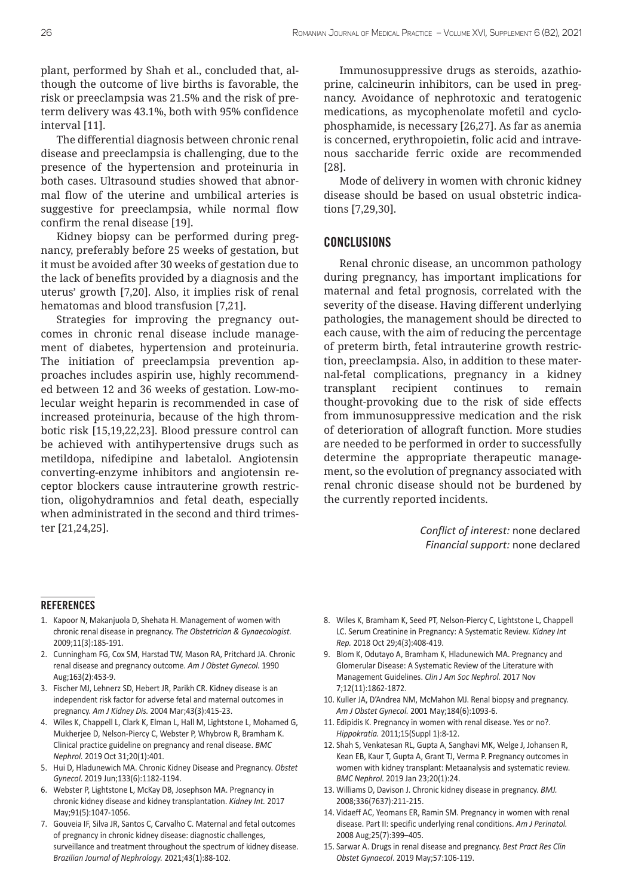plant, performed by Shah et al., concluded that, although the outcome of live births is favorable, the risk or preeclampsia was 21.5% and the risk of preterm delivery was 43.1%, both with 95% confidence interval [11].

The differential diagnosis between chronic renal disease and preeclampsia is challenging, due to the presence of the hypertension and proteinuria in both cases. Ultrasound studies showed that abnormal flow of the uterine and umbilical arteries is suggestive for preeclampsia, while normal flow confirm the renal disease [19].

Kidney biopsy can be performed during pregnancy, preferably before 25 weeks of gestation, but it must be avoided after 30 weeks of gestation due to the lack of benefits provided by a diagnosis and the uterus' growth [7,20]. Also, it implies risk of renal hematomas and blood transfusion [7,21].

Strategies for improving the pregnancy outcomes in chronic renal disease include management of diabetes, hypertension and proteinuria. The initiation of preeclampsia prevention approaches includes aspirin use, highly recommended between 12 and 36 weeks of gestation. Low-molecular weight heparin is recommended in case of increased proteinuria, because of the high thrombotic risk [15,19,22,23]. Blood pressure control can be achieved with antihypertensive drugs such as metildopa, nifedipine and labetalol. Angiotensin converting-enzyme inhibitors and angiotensin receptor blockers cause intrauterine growth restriction, oligohydramnios and fetal death, especially when administrated in the second and third trimester [21,24,25].

Immunosuppressive drugs as steroids, azathioprine, calcineurin inhibitors, can be used in pregnancy. Avoidance of nephrotoxic and teratogenic medications, as mycophenolate mofetil and cyclophosphamide, is necessary [26,27]. As far as anemia is concerned, erythropoietin, folic acid and intravenous saccharide ferric oxide are recommended [28].

Mode of delivery in women with chronic kidney disease should be based on usual obstetric indications [7,29,30].

## CONCLUSIONS

Renal chronic disease, an uncommon pathology during pregnancy, has important implications for maternal and fetal prognosis, correlated with the severity of the disease. Having different underlying pathologies, the management should be directed to each cause, with the aim of reducing the percentage of preterm birth, fetal intrauterine growth restriction, preeclampsia. Also, in addition to these maternal-fetal complications, pregnancy in a kidney transplant recipient continues to remain thought-provoking due to the risk of side effects from immunosuppressive medication and the risk of deterioration of allograft function. More studies are needed to be performed in order to successfully determine the appropriate therapeutic management, so the evolution of pregnancy associated with renal chronic disease should not be burdened by the currently reported incidents.

*Conflict of interest:* none declared
*Financial support:* none declared

## REFERENCES

1. Kapoor N, Makanjuola D, Shehata H. Management of women with chronic renal disease in pregnancy. *The Obstetrician & Gynaecologist.* 2009;11(3):185-191.
2. Cunningham FG, Cox SM, Harstad TW, Mason RA, Pritchard JA. Chronic renal disease and pregnancy outcome. *Am J Obstet Gynecol.* 1990 Aug;163(2):453-9.
3. Fischer MJ, Lehnerz SD, Hebert JR, Parikh CR. Kidney disease is an independent risk factor for adverse fetal and maternal outcomes in pregnancy. *Am J Kidney Dis.* 2004 Mar;43(3):415-23.
4. Wiles K, Chappell L, Clark K, Elman L, Hall M, Lightstone L, Mohamed G, Mukherjee D, Nelson-Piercy C, Webster P, Whybrow R, Bramham K. Clinical practice guideline on pregnancy and renal disease. *BMC Nephrol.* 2019 Oct 31;20(1):401.
5. Hui D, Hladunewich MA. Chronic Kidney Disease and Pregnancy. *Obstet Gynecol.* 2019 Jun;133(6):1182-1194.
6. Webster P, Lightstone L, McKay DB, Josephson MA. Pregnancy in chronic kidney disease and kidney transplantation. *Kidney Int.* 2017 May;91(5):1047-1056.
7. Gouveia IF, Silva JR, Santos C, Carvalho C. Maternal and fetal outcomes of pregnancy in chronic kidney disease: diagnostic challenges, surveillance and treatment throughout the spectrum of kidney disease. *Brazilian Journal of Nephrology.* 2021;43(1):88-102.
8. Wiles K, Bramham K, Seed PT, Nelson-Piercy C, Lightstone L, Chappell LC. Serum Creatinine in Pregnancy: A Systematic Review. *Kidney Int Rep.* 2018 Oct 29;4(3):408-419.
9. Blom K, Odutayo A, Bramham K, Hladunewich MA. Pregnancy and Glomerular Disease: A Systematic Review of the Literature with Management Guidelines. *Clin J Am Soc Nephrol.* 2017 Nov 7;12(11):1862-1872.
10. Kuller JA, D'Andrea NM, McMahon MJ. Renal biopsy and pregnancy. *Am J Obstet Gynecol.* 2001 May;184(6):1093-6.
11. Edipidis K. Pregnancy in women with renal disease. Yes or no?. *Hippokratia.* 2011;15(Suppl 1):8-12.
12. Shah S, Venkatesan RL, Gupta A, Sanghavi MK, Welge J, Johansen R, Kean EB, Kaur T, Gupta A, Grant TJ, Verma P. Pregnancy outcomes in women with kidney transplant: Metaanalysis and systematic review. *BMC Nephrol.* 2019 Jan 23;20(1):24.
13. Williams D, Davison J. Chronic kidney disease in pregnancy. *BMJ.* 2008;336(7637):211-215.
14. Vidaeff AC, Yeomans ER, Ramin SM. Pregnancy in women with renal disease. Part II: specific underlying renal conditions. *Am J Perinatol.* 2008 Aug;25(7):399–405.
15. Sarwar A. Drugs in renal disease and pregnancy. *Best Pract Res Clin Obstet Gynaecol*. 2019 May;57:106-119.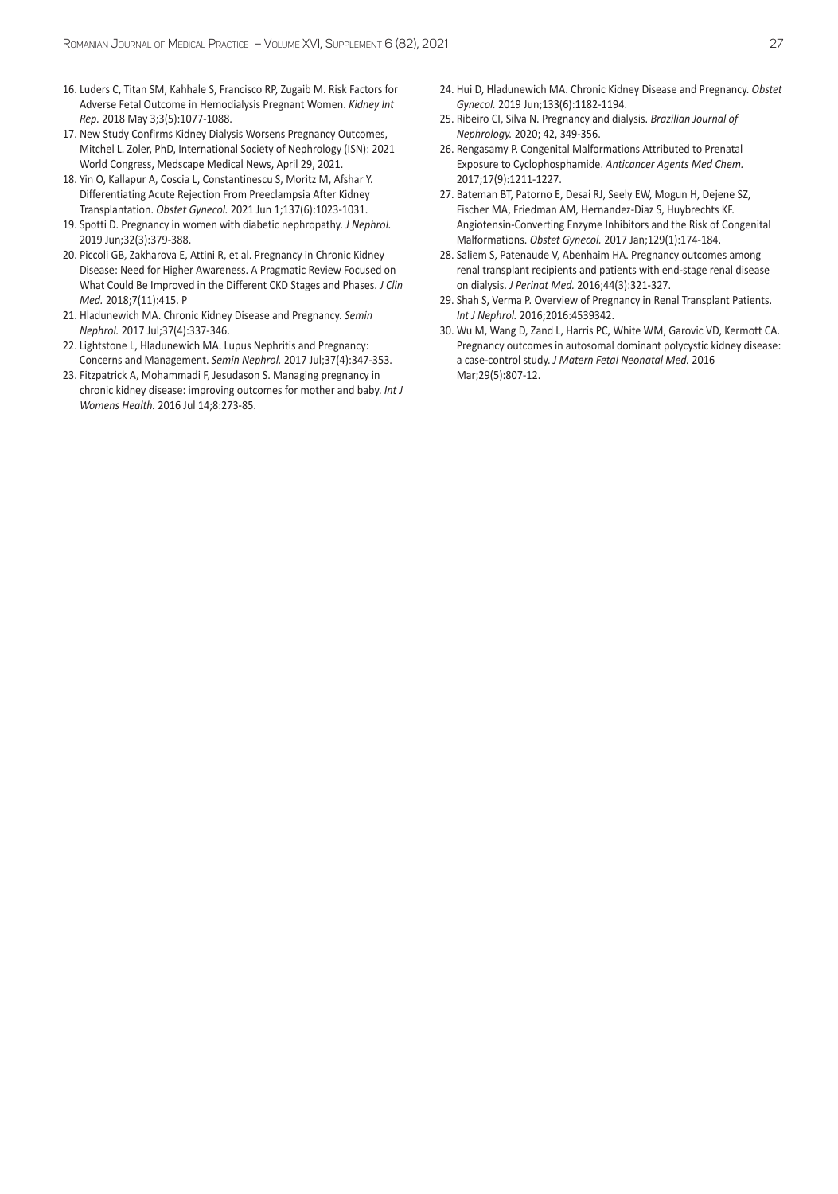16. Luders C, Titan SM, Kahhale S, Francisco RP, Zugaib M. Risk Factors for Adverse Fetal Outcome in Hemodialysis Pregnant Women. *Kidney Int Rep.* 2018 May 3;3(5):1077-1088.
17. New Study Confirms Kidney Dialysis Worsens Pregnancy Outcomes, Mitchel L. Zoler, PhD, International Society of Nephrology (ISN): 2021 World Congress, Medscape Medical News, April 29, 2021.
18. Yin O, Kallapur A, Coscia L, Constantinescu S, Moritz M, Afshar Y. Differentiating Acute Rejection From Preeclampsia After Kidney Transplantation. *Obstet Gynecol.* 2021 Jun 1;137(6):1023-1031.
19. Spotti D. Pregnancy in women with diabetic nephropathy. *J Nephrol.* 2019 Jun;32(3):379-388.
20. Piccoli GB, Zakharova E, Attini R, et al. Pregnancy in Chronic Kidney Disease: Need for Higher Awareness. A Pragmatic Review Focused on What Could Be Improved in the Different CKD Stages and Phases. *J Clin Med.* 2018;7(11):415. P
21. Hladunewich MA. Chronic Kidney Disease and Pregnancy. *Semin Nephrol.* 2017 Jul;37(4):337-346.
22. Lightstone L, Hladunewich MA. Lupus Nephritis and Pregnancy: Concerns and Management. *Semin Nephrol.* 2017 Jul;37(4):347-353.
23. Fitzpatrick A, Mohammadi F, Jesudason S. Managing pregnancy in chronic kidney disease: improving outcomes for mother and baby. *Int J Womens Health.* 2016 Jul 14;8:273-85.
24. Hui D, Hladunewich MA. Chronic Kidney Disease and Pregnancy. *Obstet Gynecol.* 2019 Jun;133(6):1182-1194.
25. Ribeiro CI, Silva N. Pregnancy and dialysis. *Brazilian Journal of Nephrology.* 2020; 42, 349-356.
26. Rengasamy P. Congenital Malformations Attributed to Prenatal Exposure to Cyclophosphamide. *Anticancer Agents Med Chem.* 2017;17(9):1211-1227.
27. Bateman BT, Patorno E, Desai RJ, Seely EW, Mogun H, Dejene SZ, Fischer MA, Friedman AM, Hernandez-Diaz S, Huybrechts KF. Angiotensin-Converting Enzyme Inhibitors and the Risk of Congenital Malformations. *Obstet Gynecol.* 2017 Jan;129(1):174-184.
28. Saliem S, Patenaude V, Abenhaim HA. Pregnancy outcomes among renal transplant recipients and patients with end-stage renal disease on dialysis. *J Perinat Med.* 2016;44(3):321-327.
29. Shah S, Verma P. Overview of Pregnancy in Renal Transplant Patients. *Int J Nephrol.* 2016;2016:4539342.
30. Wu M, Wang D, Zand L, Harris PC, White WM, Garovic VD, Kermott CA. Pregnancy outcomes in autosomal dominant polycystic kidney disease: a case-control study. *J Matern Fetal Neonatal Med.* 2016 Mar;29(5):807-12.